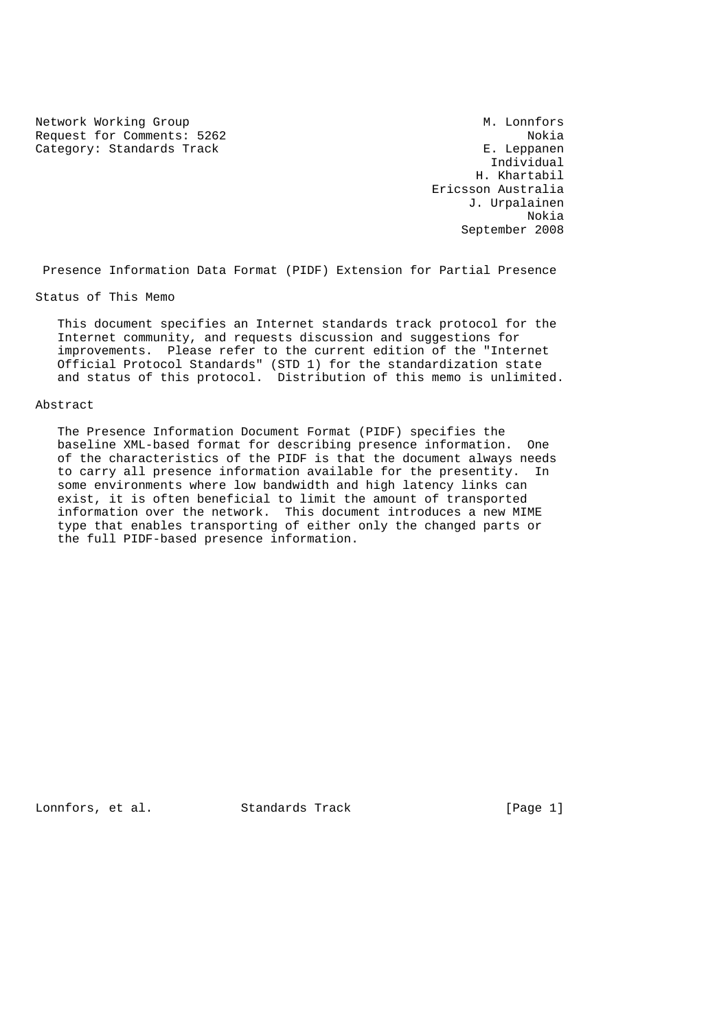Network Working Group M. Lonnfors
Request for Comments: 5262 Nokia
Category: Standards Track E. Leppanen
Individual
H. Khartabil
Ericsson Australia
J. Urpalainen
Nokia
September 2008

# Presence Information Data Format (PIDF) Extension for Partial Presence

## Status of This Memo

This document specifies an Internet standards track protocol for the Internet community, and requests discussion and suggestions for improvements. Please refer to the current edition of the "Internet Official Protocol Standards" (STD 1) for the standardization state and status of this protocol. Distribution of this memo is unlimited.

## Abstract

The Presence Information Document Format (PIDF) specifies the baseline XML-based format for describing presence information. One of the characteristics of the PIDF is that the document always needs to carry all presence information available for the presentity. In some environments where low bandwidth and high latency links can exist, it is often beneficial to limit the amount of transported information over the network. This document introduces a new MIME type that enables transporting of either only the changed parts or the full PIDF-based presence information.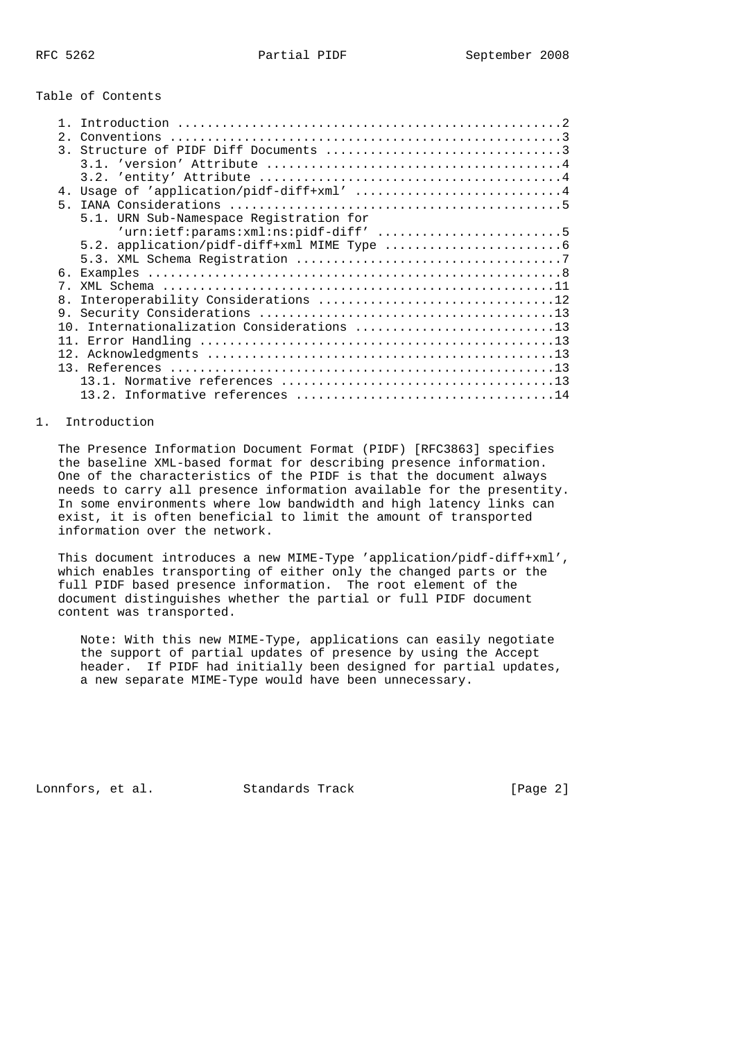Table of Contents

```
   1. Introduction ....................................................2
   2. Conventions .....................................................3
   3. Structure of PIDF Diff Documents ................................3
      3.1. 'version' Attribute ........................................4
      3.2. 'entity' Attribute .........................................4
   4. Usage of 'application/pidf-diff+xml' ............................4
   5. IANA Considerations .............................................5
      5.1. URN Sub-Namespace Registration for
           'urn:ietf:params:xml:ns:pidf-diff' .........................5
      5.2. application/pidf-diff+xml MIME Type ........................6
      5.3. XML Schema Registration ....................................7
   6. Examples ........................................................8
   7. XML Schema .....................................................11
   8. Interoperability Considerations ................................12
   9. Security Considerations ........................................13
   10. Internationalization Considerations ...........................13
   11. Error Handling ................................................13
   12. Acknowledgments ...............................................13
   13. References ....................................................13
      13.1. Normative references .....................................13
      13.2. Informative references ...................................14
```

# 1. Introduction

The Presence Information Document Format (PIDF) [RFC3863] specifies the baseline XML-based format for describing presence information. One of the characteristics of the PIDF is that the document always needs to carry all presence information available for the presentity. In some environments where low bandwidth and high latency links can exist, it is often beneficial to limit the amount of transported information over the network.

This document introduces a new MIME-Type 'application/pidf-diff+xml', which enables transporting of either only the changed parts or the full PIDF based presence information. The root element of the document distinguishes whether the partial or full PIDF document content was transported.

> Note: With this new MIME-Type, applications can easily negotiate the support of partial updates of presence by using the Accept header. If PIDF had initially been designed for partial updates, a new separate MIME-Type would have been unnecessary.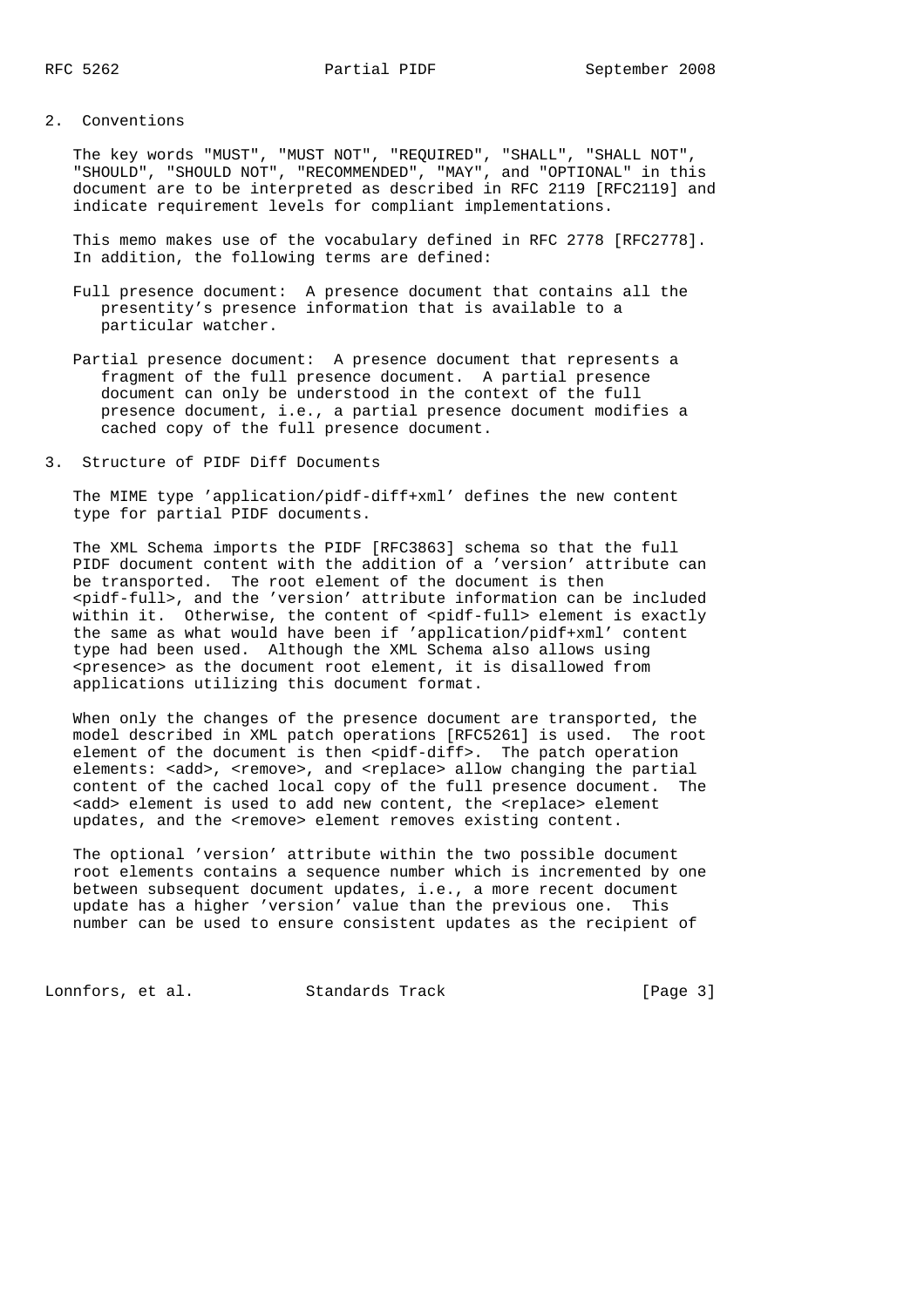## 2. Conventions

The key words "MUST", "MUST NOT", "REQUIRED", "SHALL", "SHALL NOT", "SHOULD", "SHOULD NOT", "RECOMMENDED", "MAY", and "OPTIONAL" in this document are to be interpreted as described in RFC 2119 [RFC2119] and indicate requirement levels for compliant implementations.

This memo makes use of the vocabulary defined in RFC 2778 [RFC2778]. In addition, the following terms are defined:

Full presence document: A presence document that contains all the presentity's presence information that is available to a particular watcher.

Partial presence document: A presence document that represents a fragment of the full presence document. A partial presence document can only be understood in the context of the full presence document, i.e., a partial presence document modifies a cached copy of the full presence document.

## 3. Structure of PIDF Diff Documents

The MIME type 'application/pidf-diff+xml' defines the new content type for partial PIDF documents.

The XML Schema imports the PIDF [RFC3863] schema so that the full PIDF document content with the addition of a 'version' attribute can be transported. The root element of the document is then <pidf-full>, and the 'version' attribute information can be included within it. Otherwise, the content of <pidf-full> element is exactly the same as what would have been if 'application/pidf+xml' content type had been used. Although the XML Schema also allows using <presence> as the document root element, it is disallowed from applications utilizing this document format.

When only the changes of the presence document are transported, the model described in XML patch operations [RFC5261] is used. The root element of the document is then <pidf-diff>. The patch operation elements: <add>, <remove>, and <replace> allow changing the partial content of the cached local copy of the full presence document. The <add> element is used to add new content, the <replace> element updates, and the <remove> element removes existing content.

The optional 'version' attribute within the two possible document root elements contains a sequence number which is incremented by one between subsequent document updates, i.e., a more recent document update has a higher 'version' value than the previous one. This number can be used to ensure consistent updates as the recipient of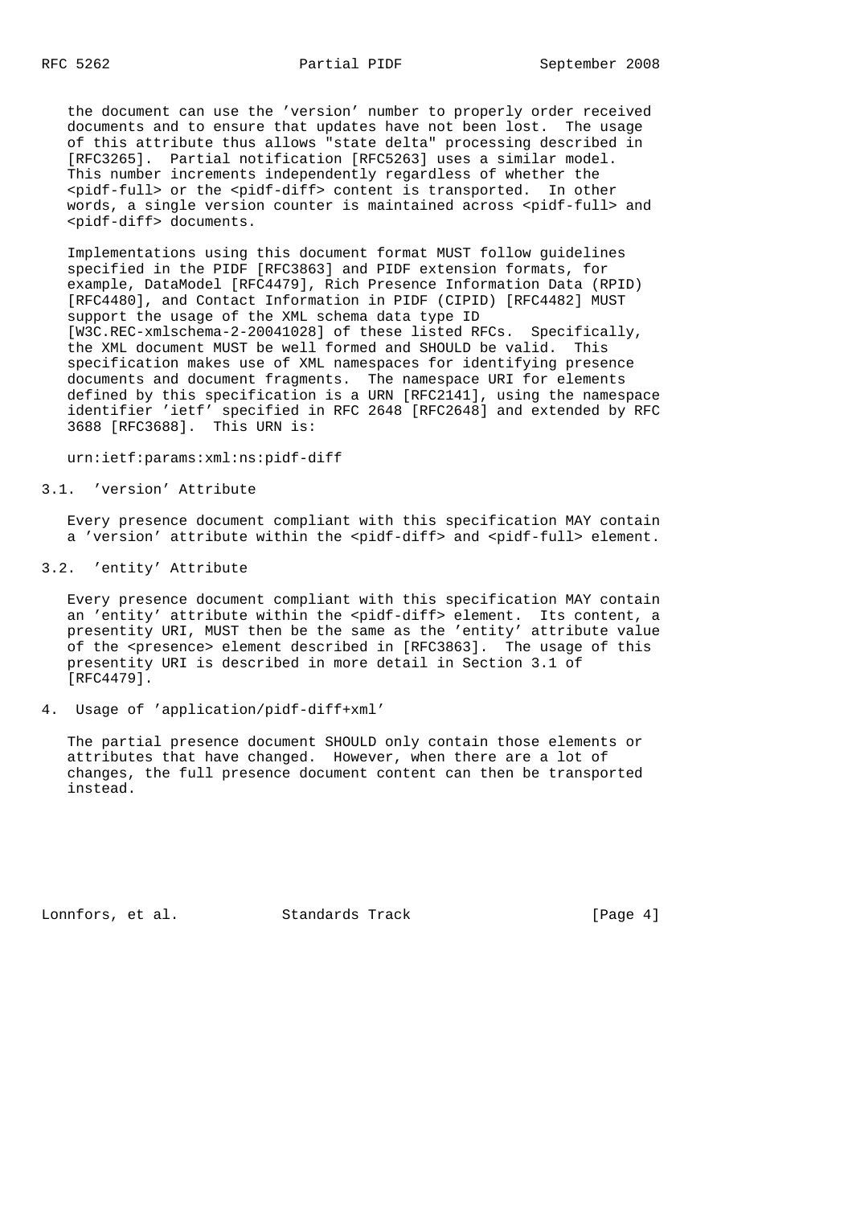the document can use the 'version' number to properly order received documents and to ensure that updates have not been lost. The usage of this attribute thus allows "state delta" processing described in [RFC3265]. Partial notification [RFC5263] uses a similar model. This number increments independently regardless of whether the <pidf-full> or the <pidf-diff> content is transported. In other words, a single version counter is maintained across <pidf-full> and <pidf-diff> documents.

Implementations using this document format MUST follow guidelines specified in the PIDF [RFC3863] and PIDF extension formats, for example, DataModel [RFC4479], Rich Presence Information Data (RPID) [RFC4480], and Contact Information in PIDF (CIPID) [RFC4482] MUST support the usage of the XML schema data type ID [W3C.REC-xmlschema-2-20041028] of these listed RFCs. Specifically, the XML document MUST be well formed and SHOULD be valid. This specification makes use of XML namespaces for identifying presence documents and document fragments. The namespace URI for elements defined by this specification is a URN [RFC2141], using the namespace identifier 'ietf' specified in RFC 2648 [RFC2648] and extended by RFC 3688 [RFC3688]. This URN is:

```
urn:ietf:params:xml:ns:pidf-diff
```

### 3.1. 'version' Attribute

Every presence document compliant with this specification MAY contain a 'version' attribute within the <pidf-diff> and <pidf-full> element.

### 3.2. 'entity' Attribute

Every presence document compliant with this specification MAY contain an 'entity' attribute within the <pidf-diff> element. Its content, a presentity URI, MUST then be the same as the 'entity' attribute value of the <presence> element described in [RFC3863]. The usage of this presentity URI is described in more detail in Section 3.1 of [RFC4479].

## 4. Usage of 'application/pidf-diff+xml'

The partial presence document SHOULD only contain those elements or attributes that have changed. However, when there are a lot of changes, the full presence document content can then be transported instead.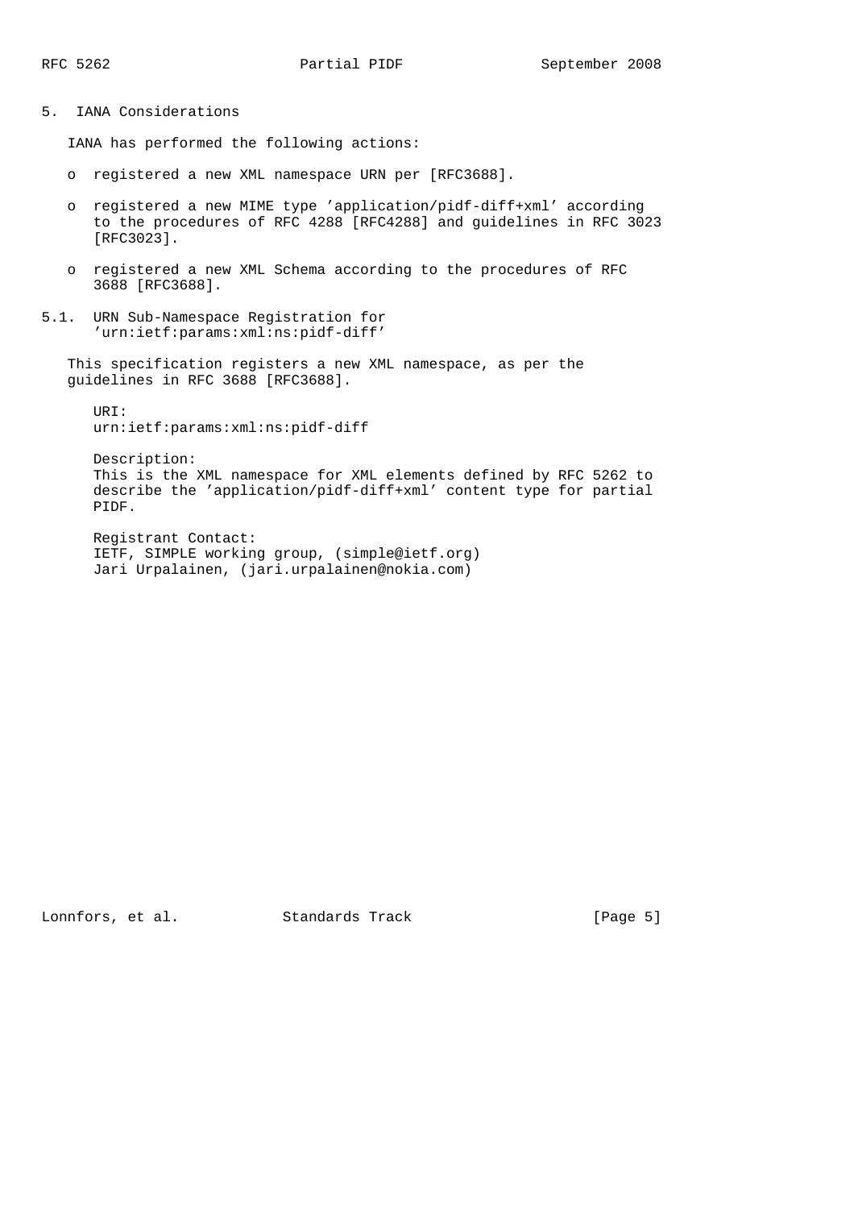## 5. IANA Considerations

IANA has performed the following actions:

- registered a new XML namespace URN per [RFC3688].
- registered a new MIME type 'application/pidf-diff+xml' according to the procedures of RFC 4288 [RFC4288] and guidelines in RFC 3023 [RFC3023].
- registered a new XML Schema according to the procedures of RFC 3688 [RFC3688].

### 5.1. URN Sub-Namespace Registration for 'urn:ietf:params:xml:ns:pidf-diff'

This specification registers a new XML namespace, as per the guidelines in RFC 3688 [RFC3688].

URI:
urn:ietf:params:xml:ns:pidf-diff

Description:
This is the XML namespace for XML elements defined by RFC 5262 to describe the 'application/pidf-diff+xml' content type for partial PIDF.

Registrant Contact:
IETF, SIMPLE working group, (simple@ietf.org)
Jari Urpalainen, (jari.urpalainen@nokia.com)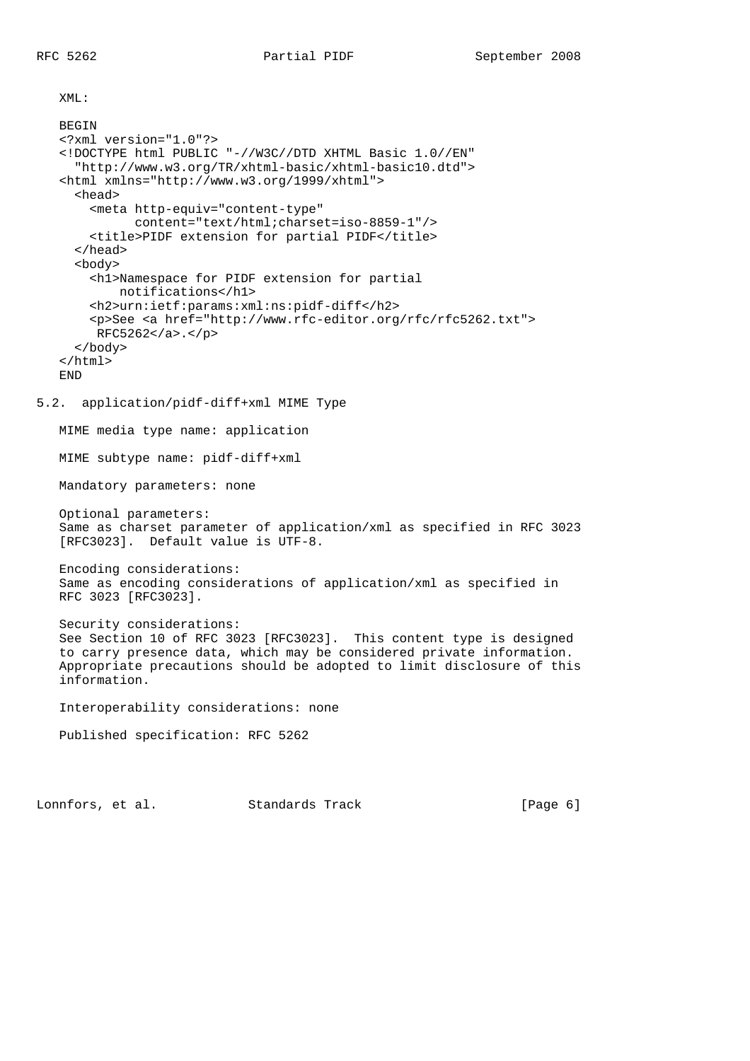XML:

```
BEGIN
<?xml version="1.0"?>
<!DOCTYPE html PUBLIC "-//W3C//DTD XHTML Basic 1.0//EN"
  "http://www.w3.org/TR/xhtml-basic/xhtml-basic10.dtd">
<html xmlns="http://www.w3.org/1999/xhtml">
  <head>
    <meta http-equiv="content-type"
          content="text/html;charset=iso-8859-1"/>
    <title>PIDF extension for partial PIDF</title>
  </head>
  <body>
    <h1>Namespace for PIDF extension for partial
        notifications</h1>
    <h2>urn:ietf:params:xml:ns:pidf-diff</h2>
    <p>See <a href="http://www.rfc-editor.org/rfc/rfc5262.txt">
     RFC5262</a>.</p>
  </body>
</html>
END
```

## 5.2. application/pidf-diff+xml MIME Type

MIME media type name: application

MIME subtype name: pidf-diff+xml

Mandatory parameters: none

Optional parameters:
Same as charset parameter of application/xml as specified in RFC 3023 [RFC3023]. Default value is UTF-8.

Encoding considerations:
Same as encoding considerations of application/xml as specified in RFC 3023 [RFC3023].

Security considerations:
See Section 10 of RFC 3023 [RFC3023]. This content type is designed to carry presence data, which may be considered private information. Appropriate precautions should be adopted to limit disclosure of this information.

Interoperability considerations: none

Published specification: RFC 5262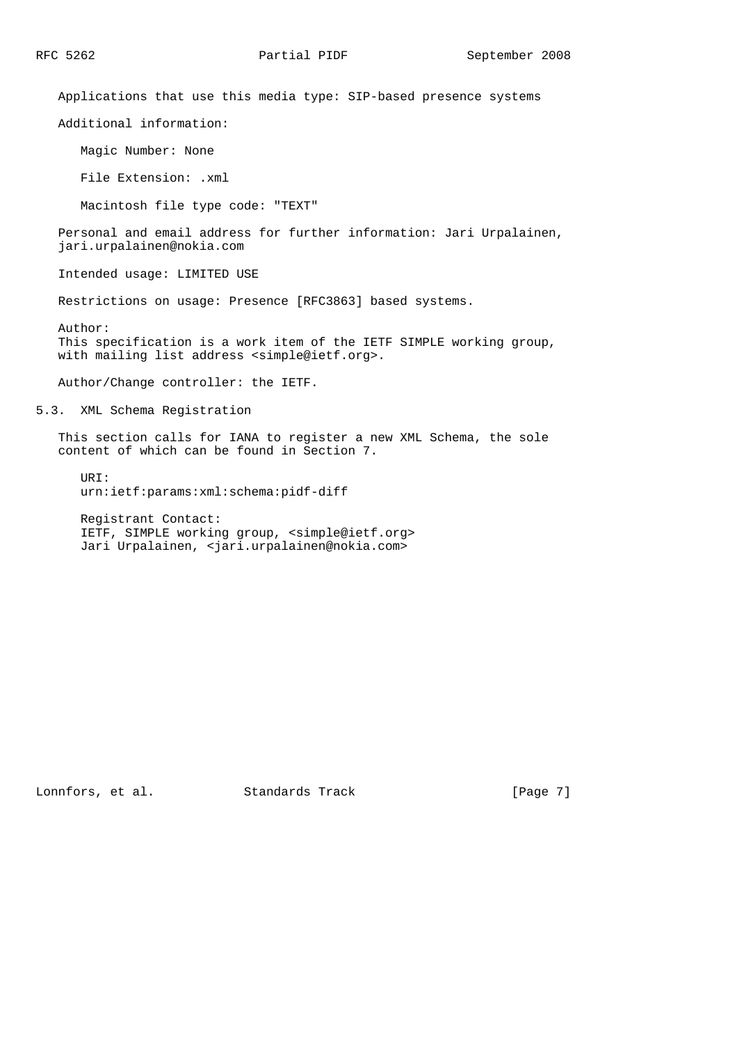Applications that use this media type: SIP-based presence systems

Additional information:

Magic Number: None

File Extension: .xml

Macintosh file type code: "TEXT"

Personal and email address for further information: Jari Urpalainen, jari.urpalainen@nokia.com

Intended usage: LIMITED USE

Restrictions on usage: Presence [RFC3863] based systems.

Author:
This specification is a work item of the IETF SIMPLE working group, with mailing list address <simple@ietf.org>.

Author/Change controller: the IETF.

## 5.3. XML Schema Registration

This section calls for IANA to register a new XML Schema, the sole content of which can be found in Section 7.

URI:
urn:ietf:params:xml:schema:pidf-diff

Registrant Contact:
IETF, SIMPLE working group, <simple@ietf.org>
Jari Urpalainen, <jari.urpalainen@nokia.com>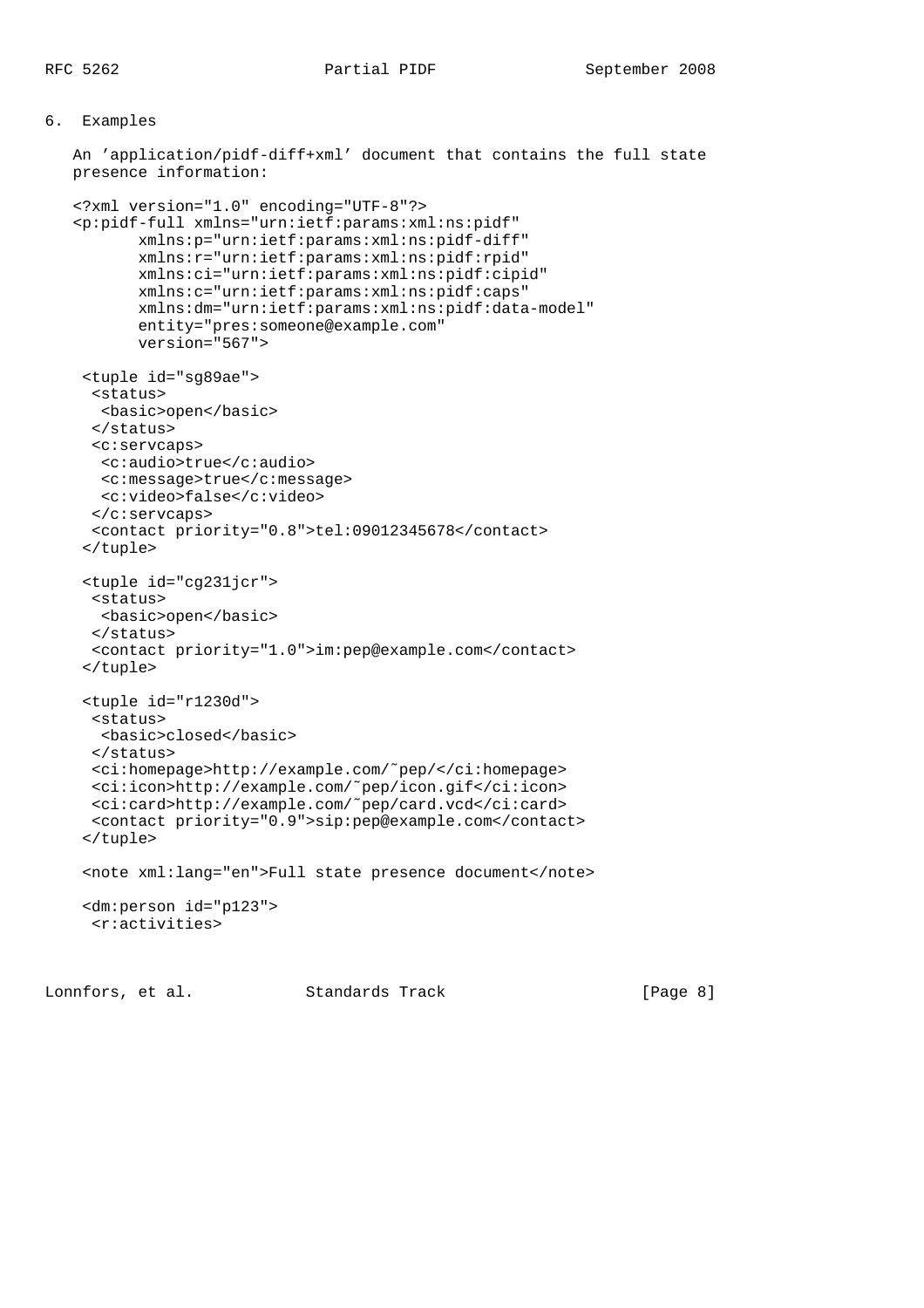## 6. Examples

An 'application/pidf-diff+xml' document that contains the full state presence information:

```
<?xml version="1.0" encoding="UTF-8"?>
<p:pidf-full xmlns="urn:ietf:params:xml:ns:pidf"
       xmlns:p="urn:ietf:params:xml:ns:pidf-diff"
       xmlns:r="urn:ietf:params:xml:ns:pidf:rpid"
       xmlns:ci="urn:ietf:params:xml:ns:pidf:cipid"
       xmlns:c="urn:ietf:params:xml:ns:pidf:caps"
       xmlns:dm="urn:ietf:params:xml:ns:pidf:data-model"
       entity="pres:someone@example.com"
       version="567">

 <tuple id="sg89ae">
  <status>
   <basic>open</basic>
  </status>
  <c:servcaps>
   <c:audio>true</c:audio>
   <c:message>true</c:message>
   <c:video>false</c:video>
  </c:servcaps>
  <contact priority="0.8">tel:09012345678</contact>
 </tuple>

 <tuple id="cg231jcr">
  <status>
   <basic>open</basic>
  </status>
  <contact priority="1.0">im:pep@example.com</contact>
 </tuple>

 <tuple id="r1230d">
  <status>
   <basic>closed</basic>
  </status>
  <ci:homepage>http://example.com/~pep/</ci:homepage>
  <ci:icon>http://example.com/~pep/icon.gif</ci:icon>
  <ci:card>http://example.com/~pep/card.vcd</ci:card>
  <contact priority="0.9">sip:pep@example.com</contact>
 </tuple>

 <note xml:lang="en">Full state presence document</note>

 <dm:person id="p123">
  <r:activities>
```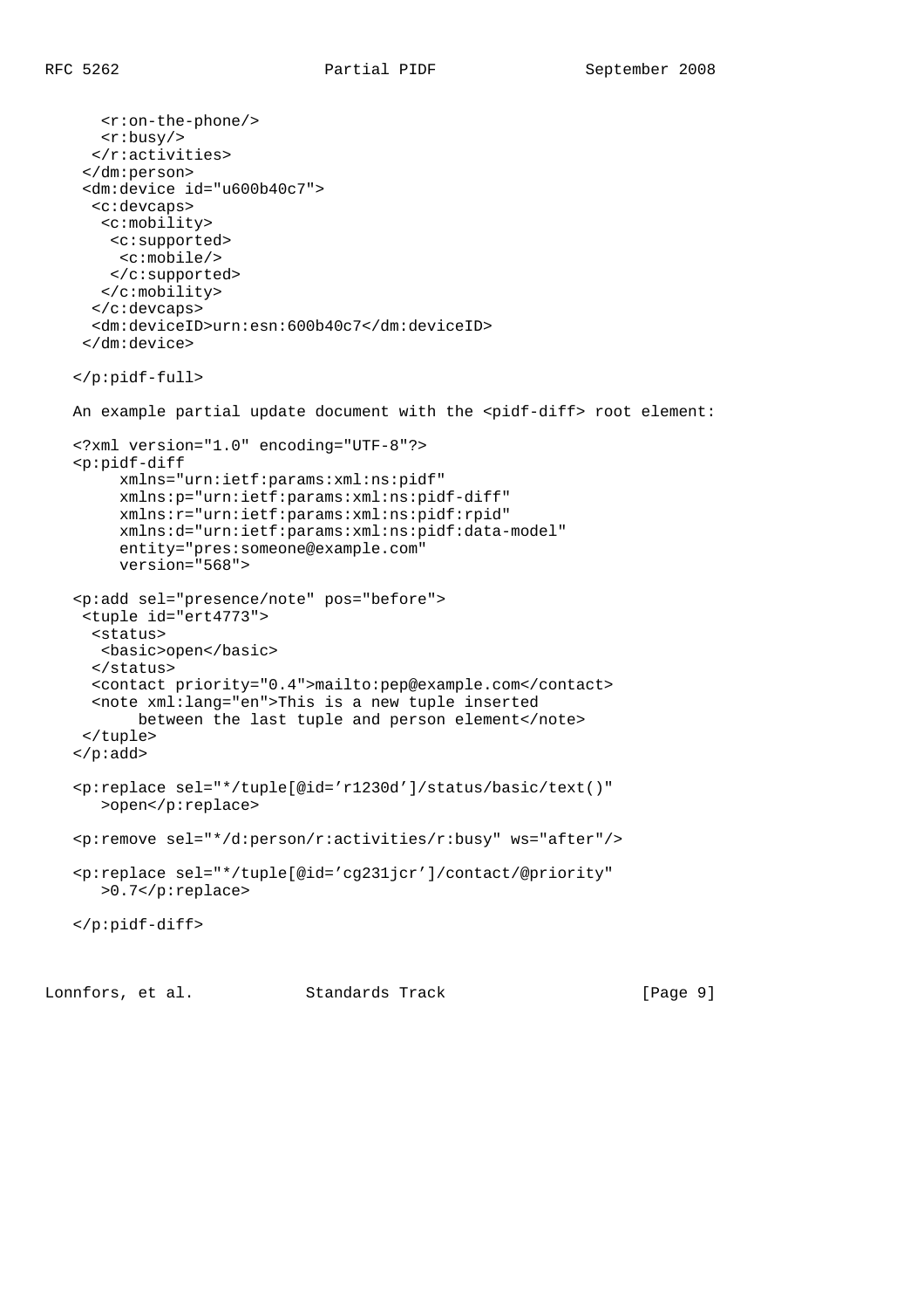```
      <r:on-the-phone/>
      <r:busy/>
     </r:activities>
    </dm:person>
    <dm:device id="u600b40c7">
     <c:devcaps>
      <c:mobility>
       <c:supported>
        <c:mobile/>
       </c:supported>
      </c:mobility>
     </c:devcaps>
     <dm:deviceID>urn:esn:600b40c7</dm:deviceID>
    </dm:device>

   </p:pidf-full>
```

An example partial update document with the <pidf-diff> root element:

```
   <?xml version="1.0" encoding="UTF-8"?>
   <p:pidf-diff
        xmlns="urn:ietf:params:xml:ns:pidf"
        xmlns:p="urn:ietf:params:xml:ns:pidf-diff"
        xmlns:r="urn:ietf:params:xml:ns:pidf:rpid"
        xmlns:d="urn:ietf:params:xml:ns:pidf:data-model"
        entity="pres:someone@example.com"
        version="568">

   <p:add sel="presence/note" pos="before">
    <tuple id="ert4773">
     <status>
      <basic>open</basic>
     </status>
     <contact priority="0.4">mailto:pep@example.com</contact>
     <note xml:lang="en">This is a new tuple inserted
          between the last tuple and person element</note>
    </tuple>
   </p:add>

   <p:replace sel="*/tuple[@id='r1230d']/status/basic/text()"
      >open</p:replace>

   <p:remove sel="*/d:person/r:activities/r:busy" ws="after"/>

   <p:replace sel="*/tuple[@id='cg231jcr']/contact/@priority"
      >0.7</p:replace>

   </p:pidf-diff>
```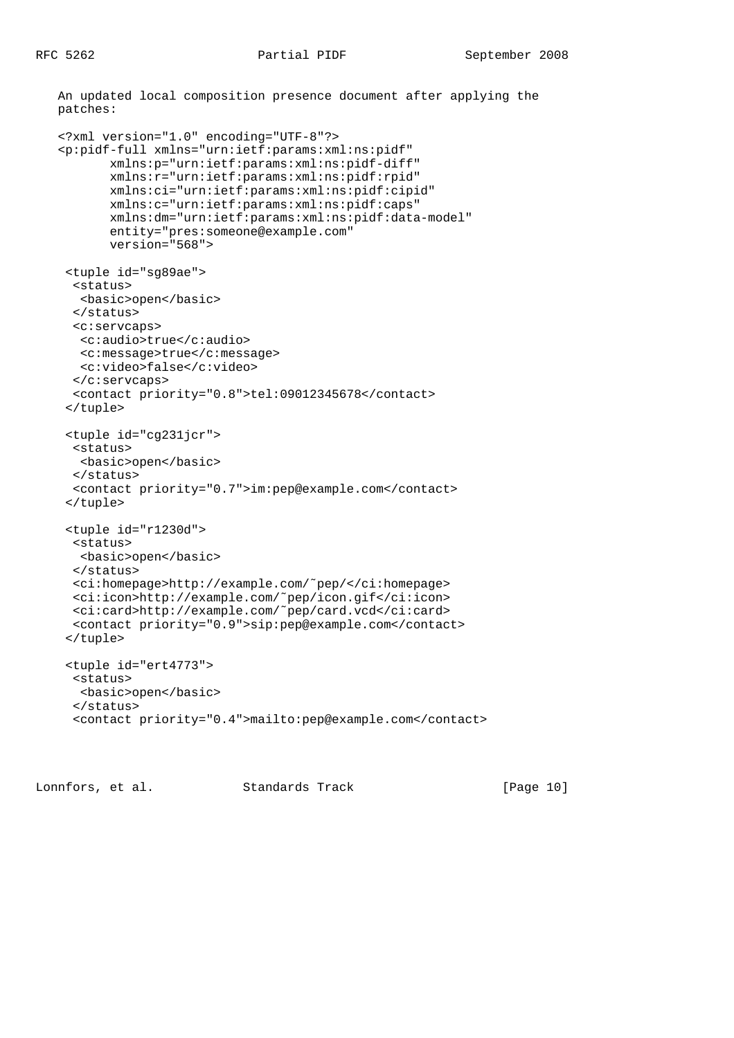An updated local composition presence document after applying the patches:

```
<?xml version="1.0" encoding="UTF-8"?>
<p:pidf-full xmlns="urn:ietf:params:xml:ns:pidf"
       xmlns:p="urn:ietf:params:xml:ns:pidf-diff"
       xmlns:r="urn:ietf:params:xml:ns:pidf:rpid"
       xmlns:ci="urn:ietf:params:xml:ns:pidf:cipid"
       xmlns:c="urn:ietf:params:xml:ns:pidf:caps"
       xmlns:dm="urn:ietf:params:xml:ns:pidf:data-model"
       entity="pres:someone@example.com"
       version="568">

 <tuple id="sg89ae">
  <status>
   <basic>open</basic>
  </status>
  <c:servcaps>
   <c:audio>true</c:audio>
   <c:message>true</c:message>
   <c:video>false</c:video>
  </c:servcaps>
  <contact priority="0.8">tel:09012345678</contact>
 </tuple>

 <tuple id="cg231jcr">
  <status>
   <basic>open</basic>
  </status>
  <contact priority="0.7">im:pep@example.com</contact>
 </tuple>

 <tuple id="r1230d">
  <status>
   <basic>open</basic>
  </status>
  <ci:homepage>http://example.com/~pep/</ci:homepage>
  <ci:icon>http://example.com/~pep/icon.gif</ci:icon>
  <ci:card>http://example.com/~pep/card.vcd</ci:card>
  <contact priority="0.9">sip:pep@example.com</contact>
 </tuple>

 <tuple id="ert4773">
  <status>
   <basic>open</basic>
  </status>
  <contact priority="0.4">mailto:pep@example.com</contact>
```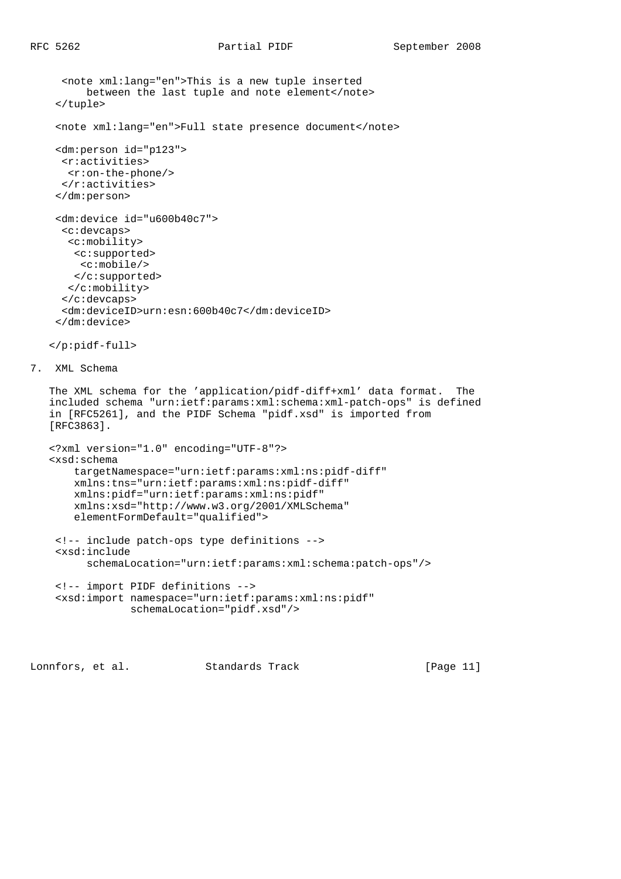```
     <note xml:lang="en">This is a new tuple inserted
         between the last tuple and note element</note>
   </tuple>

   <note xml:lang="en">Full state presence document</note>

   <dm:person id="p123">
    <r:activities>
     <r:on-the-phone/>
    </r:activities>
   </dm:person>

   <dm:device id="u600b40c7">
    <c:devcaps>
     <c:mobility>
      <c:supported>
       <c:mobile/>
      </c:supported>
     </c:mobility>
    </c:devcaps>
    <dm:deviceID>urn:esn:600b40c7</dm:deviceID>
   </dm:device>

  </p:pidf-full>
```

## 7. XML Schema

The XML schema for the 'application/pidf-diff+xml' data format. The included schema "urn:ietf:params:xml:schema:xml-patch-ops" is defined in [RFC5261], and the PIDF Schema "pidf.xsd" is imported from [RFC3863].

```
<?xml version="1.0" encoding="UTF-8"?>
<xsd:schema
    targetNamespace="urn:ietf:params:xml:ns:pidf-diff"
    xmlns:tns="urn:ietf:params:xml:ns:pidf-diff"
    xmlns:pidf="urn:ietf:params:xml:ns:pidf"
    xmlns:xsd="http://www.w3.org/2001/XMLSchema"
    elementFormDefault="qualified">

 <!-- include patch-ops type definitions -->
 <xsd:include
      schemaLocation="urn:ietf:params:xml:schema:patch-ops"/>

 <!-- import PIDF definitions -->
 <xsd:import namespace="urn:ietf:params:xml:ns:pidf"
             schemaLocation="pidf.xsd"/>
```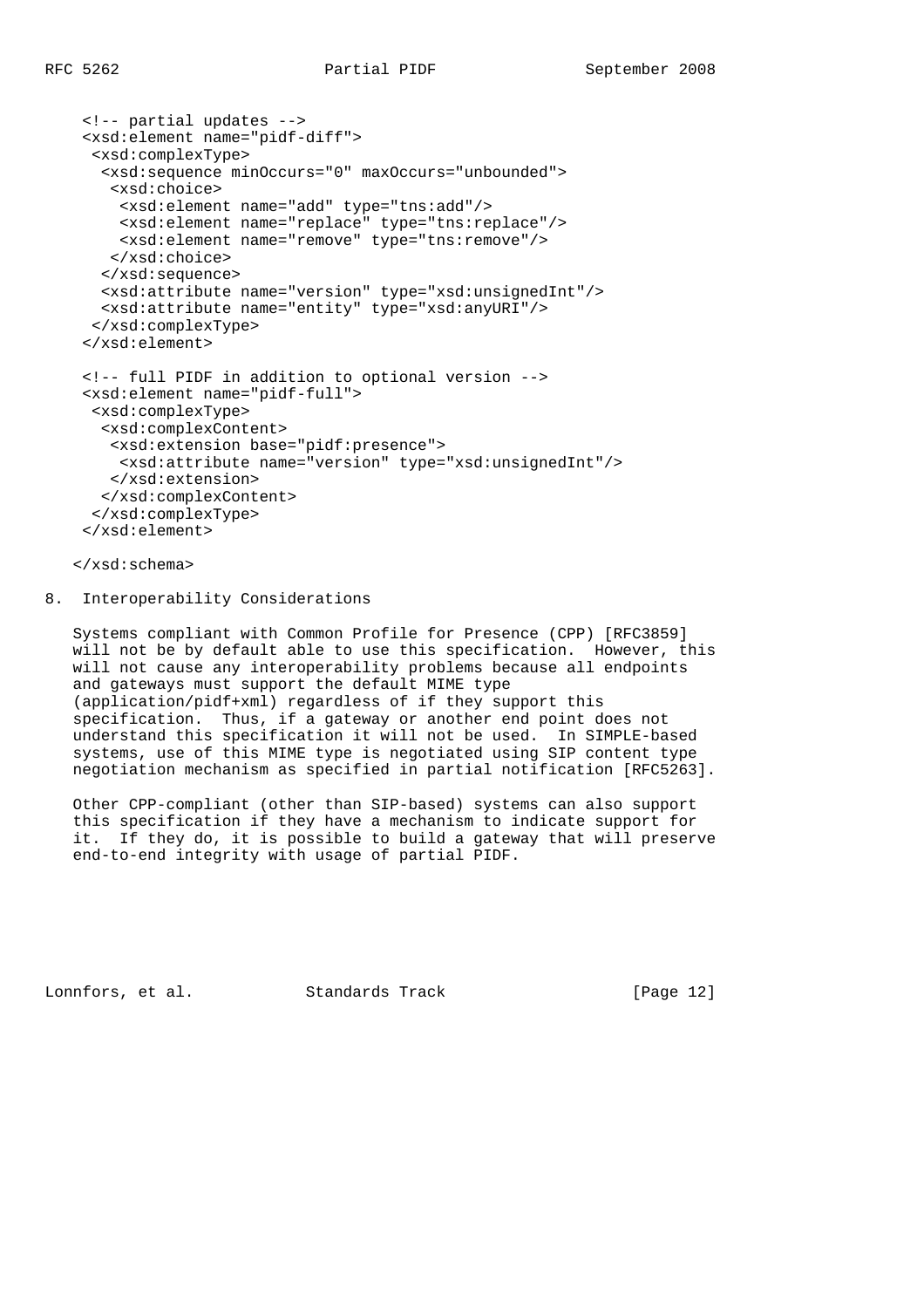```xml
 <!-- partial updates -->
 <xsd:element name="pidf-diff">
  <xsd:complexType>
   <xsd:sequence minOccurs="0" maxOccurs="unbounded">
    <xsd:choice>
     <xsd:element name="add" type="tns:add"/>
     <xsd:element name="replace" type="tns:replace"/>
     <xsd:element name="remove" type="tns:remove"/>
    </xsd:choice>
   </xsd:sequence>
   <xsd:attribute name="version" type="xsd:unsignedInt"/>
   <xsd:attribute name="entity" type="xsd:anyURI"/>
  </xsd:complexType>
 </xsd:element>

 <!-- full PIDF in addition to optional version -->
 <xsd:element name="pidf-full">
  <xsd:complexType>
   <xsd:complexContent>
    <xsd:extension base="pidf:presence">
     <xsd:attribute name="version" type="xsd:unsignedInt"/>
    </xsd:extension>
   </xsd:complexContent>
  </xsd:complexType>
 </xsd:element>

</xsd:schema>
```

## 8. Interoperability Considerations

Systems compliant with Common Profile for Presence (CPP) [RFC3859] will not be by default able to use this specification. However, this will not cause any interoperability problems because all endpoints and gateways must support the default MIME type (application/pidf+xml) regardless of if they support this specification. Thus, if a gateway or another end point does not understand this specification it will not be used. In SIMPLE-based systems, use of this MIME type is negotiated using SIP content type negotiation mechanism as specified in partial notification [RFC5263].

Other CPP-compliant (other than SIP-based) systems can also support this specification if they have a mechanism to indicate support for it. If they do, it is possible to build a gateway that will preserve end-to-end integrity with usage of partial PIDF.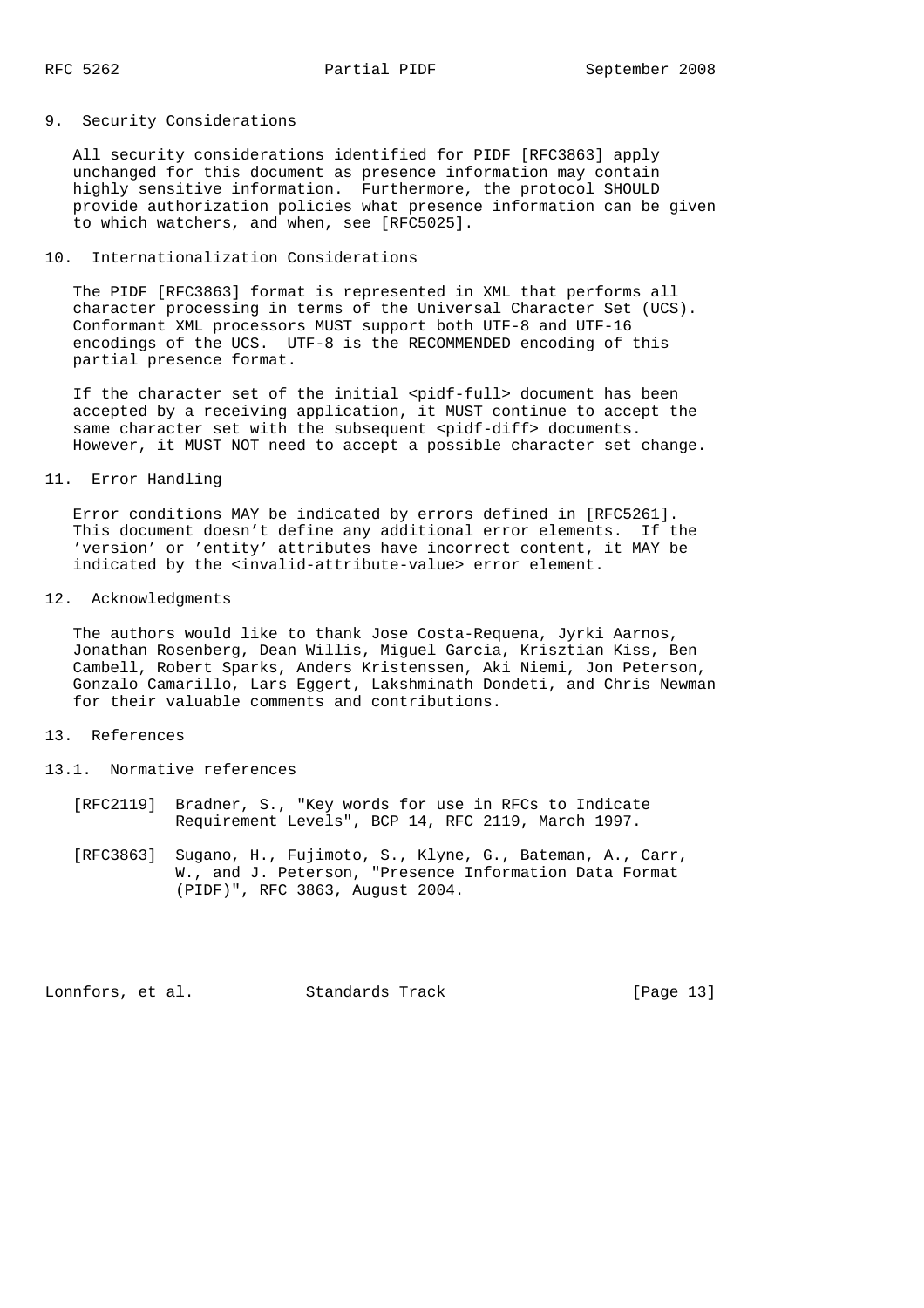## 9. Security Considerations

All security considerations identified for PIDF [RFC3863] apply unchanged for this document as presence information may contain highly sensitive information. Furthermore, the protocol SHOULD provide authorization policies what presence information can be given to which watchers, and when, see [RFC5025].

## 10. Internationalization Considerations

The PIDF [RFC3863] format is represented in XML that performs all character processing in terms of the Universal Character Set (UCS). Conformant XML processors MUST support both UTF-8 and UTF-16 encodings of the UCS. UTF-8 is the RECOMMENDED encoding of this partial presence format.

If the character set of the initial <pidf-full> document has been accepted by a receiving application, it MUST continue to accept the same character set with the subsequent <pidf-diff> documents. However, it MUST NOT need to accept a possible character set change.

## 11. Error Handling

Error conditions MAY be indicated by errors defined in [RFC5261]. This document doesn't define any additional error elements. If the 'version' or 'entity' attributes have incorrect content, it MAY be indicated by the <invalid-attribute-value> error element.

## 12. Acknowledgments

The authors would like to thank Jose Costa-Requena, Jyrki Aarnos, Jonathan Rosenberg, Dean Willis, Miguel Garcia, Krisztian Kiss, Ben Cambell, Robert Sparks, Anders Kristenssen, Aki Niemi, Jon Peterson, Gonzalo Camarillo, Lars Eggert, Lakshminath Dondeti, and Chris Newman for their valuable comments and contributions.

## 13. References

### 13.1. Normative references

[RFC2119] Bradner, S., "Key words for use in RFCs to Indicate Requirement Levels", BCP 14, RFC 2119, March 1997.

[RFC3863] Sugano, H., Fujimoto, S., Klyne, G., Bateman, A., Carr, W., and J. Peterson, "Presence Information Data Format (PIDF)", RFC 3863, August 2004.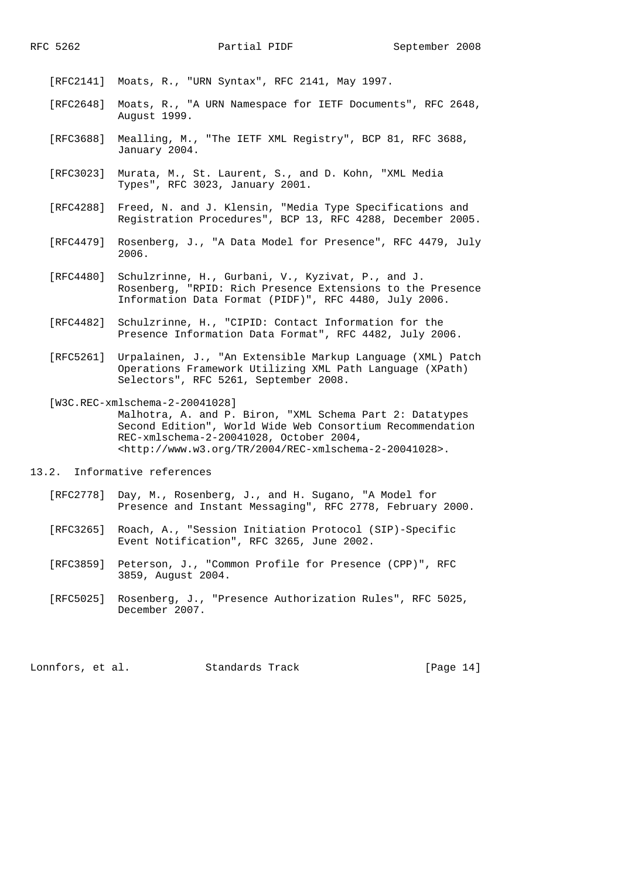[RFC2141] Moats, R., "URN Syntax", RFC 2141, May 1997.

[RFC2648] Moats, R., "A URN Namespace for IETF Documents", RFC 2648, August 1999.

[RFC3688] Mealling, M., "The IETF XML Registry", BCP 81, RFC 3688, January 2004.

[RFC3023] Murata, M., St. Laurent, S., and D. Kohn, "XML Media Types", RFC 3023, January 2001.

[RFC4288] Freed, N. and J. Klensin, "Media Type Specifications and Registration Procedures", BCP 13, RFC 4288, December 2005.

[RFC4479] Rosenberg, J., "A Data Model for Presence", RFC 4479, July 2006.

[RFC4480] Schulzrinne, H., Gurbani, V., Kyzivat, P., and J. Rosenberg, "RPID: Rich Presence Extensions to the Presence Information Data Format (PIDF)", RFC 4480, July 2006.

[RFC4482] Schulzrinne, H., "CIPID: Contact Information for the Presence Information Data Format", RFC 4482, July 2006.

[RFC5261] Urpalainen, J., "An Extensible Markup Language (XML) Patch Operations Framework Utilizing XML Path Language (XPath) Selectors", RFC 5261, September 2008.

[W3C.REC-xmlschema-2-20041028] Malhotra, A. and P. Biron, "XML Schema Part 2: Datatypes Second Edition", World Wide Web Consortium Recommendation REC-xmlschema-2-20041028, October 2004, <http://www.w3.org/TR/2004/REC-xmlschema-2-20041028>.

## 13.2. Informative references

[RFC2778] Day, M., Rosenberg, J., and H. Sugano, "A Model for Presence and Instant Messaging", RFC 2778, February 2000.

[RFC3265] Roach, A., "Session Initiation Protocol (SIP)-Specific Event Notification", RFC 3265, June 2002.

[RFC3859] Peterson, J., "Common Profile for Presence (CPP)", RFC 3859, August 2004.

[RFC5025] Rosenberg, J., "Presence Authorization Rules", RFC 5025, December 2007.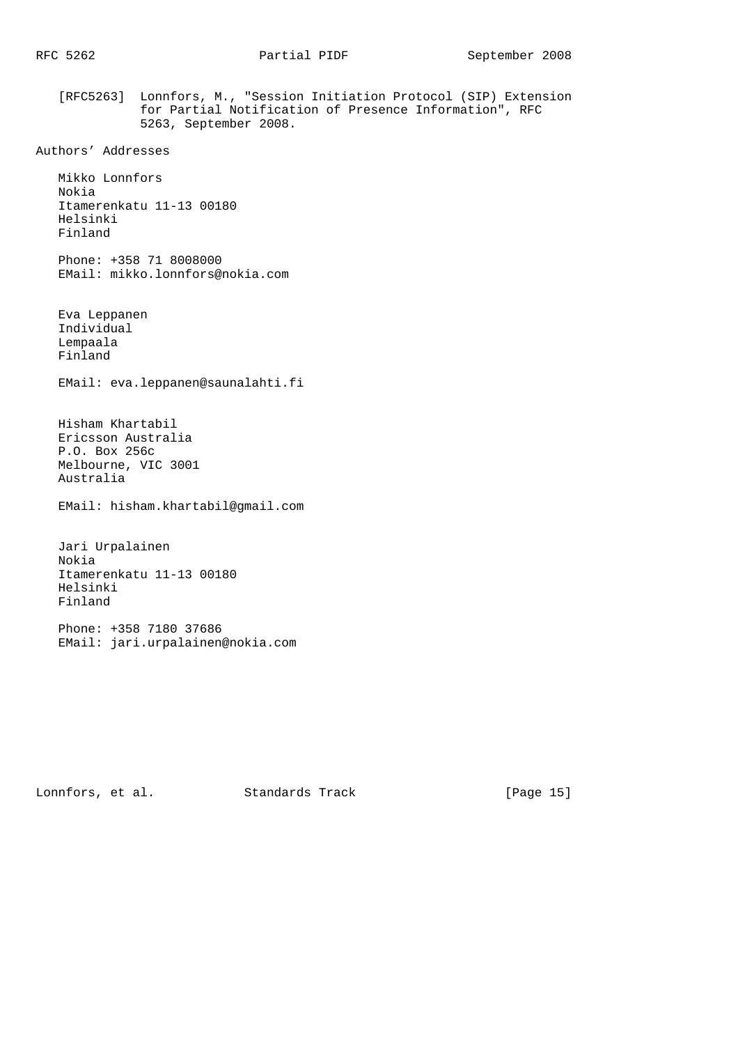[RFC5263] Lonnfors, M., "Session Initiation Protocol (SIP) Extension for Partial Notification of Presence Information", RFC 5263, September 2008.

## Authors' Addresses

Mikko Lonnfors
Nokia
Itamerenkatu 11-13 00180
Helsinki
Finland

Phone: +358 71 8008000
EMail: mikko.lonnfors@nokia.com

Eva Leppanen
Individual
Lempaala
Finland

EMail: eva.leppanen@saunalahti.fi

Hisham Khartabil
Ericsson Australia
P.O. Box 256c
Melbourne, VIC 3001
Australia

EMail: hisham.khartabil@gmail.com

Jari Urpalainen
Nokia
Itamerenkatu 11-13 00180
Helsinki
Finland

Phone: +358 7180 37686
EMail: jari.urpalainen@nokia.com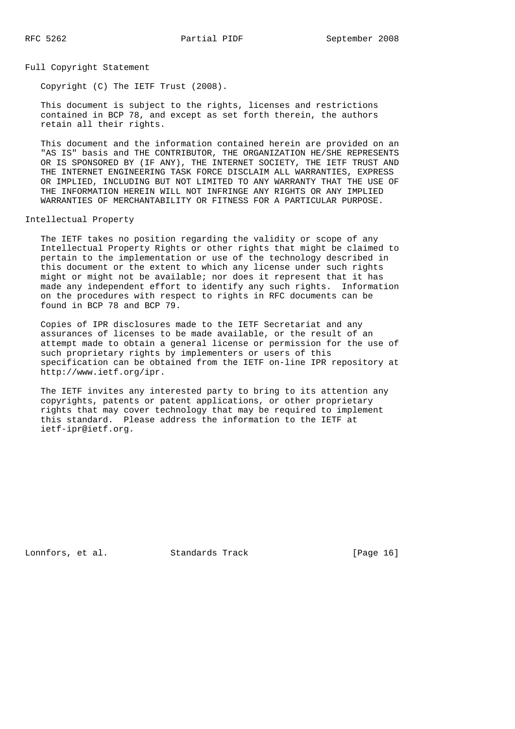## Full Copyright Statement

Copyright (C) The IETF Trust (2008).

This document is subject to the rights, licenses and restrictions contained in BCP 78, and except as set forth therein, the authors retain all their rights.

This document and the information contained herein are provided on an "AS IS" basis and THE CONTRIBUTOR, THE ORGANIZATION HE/SHE REPRESENTS OR IS SPONSORED BY (IF ANY), THE INTERNET SOCIETY, THE IETF TRUST AND THE INTERNET ENGINEERING TASK FORCE DISCLAIM ALL WARRANTIES, EXPRESS OR IMPLIED, INCLUDING BUT NOT LIMITED TO ANY WARRANTY THAT THE USE OF THE INFORMATION HEREIN WILL NOT INFRINGE ANY RIGHTS OR ANY IMPLIED WARRANTIES OF MERCHANTABILITY OR FITNESS FOR A PARTICULAR PURPOSE.

## Intellectual Property

The IETF takes no position regarding the validity or scope of any Intellectual Property Rights or other rights that might be claimed to pertain to the implementation or use of the technology described in this document or the extent to which any license under such rights might or might not be available; nor does it represent that it has made any independent effort to identify any such rights. Information on the procedures with respect to rights in RFC documents can be found in BCP 78 and BCP 79.

Copies of IPR disclosures made to the IETF Secretariat and any assurances of licenses to be made available, or the result of an attempt made to obtain a general license or permission for the use of such proprietary rights by implementers or users of this specification can be obtained from the IETF on-line IPR repository at http://www.ietf.org/ipr.

The IETF invites any interested party to bring to its attention any copyrights, patents or patent applications, or other proprietary rights that may cover technology that may be required to implement this standard. Please address the information to the IETF at ietf-ipr@ietf.org.